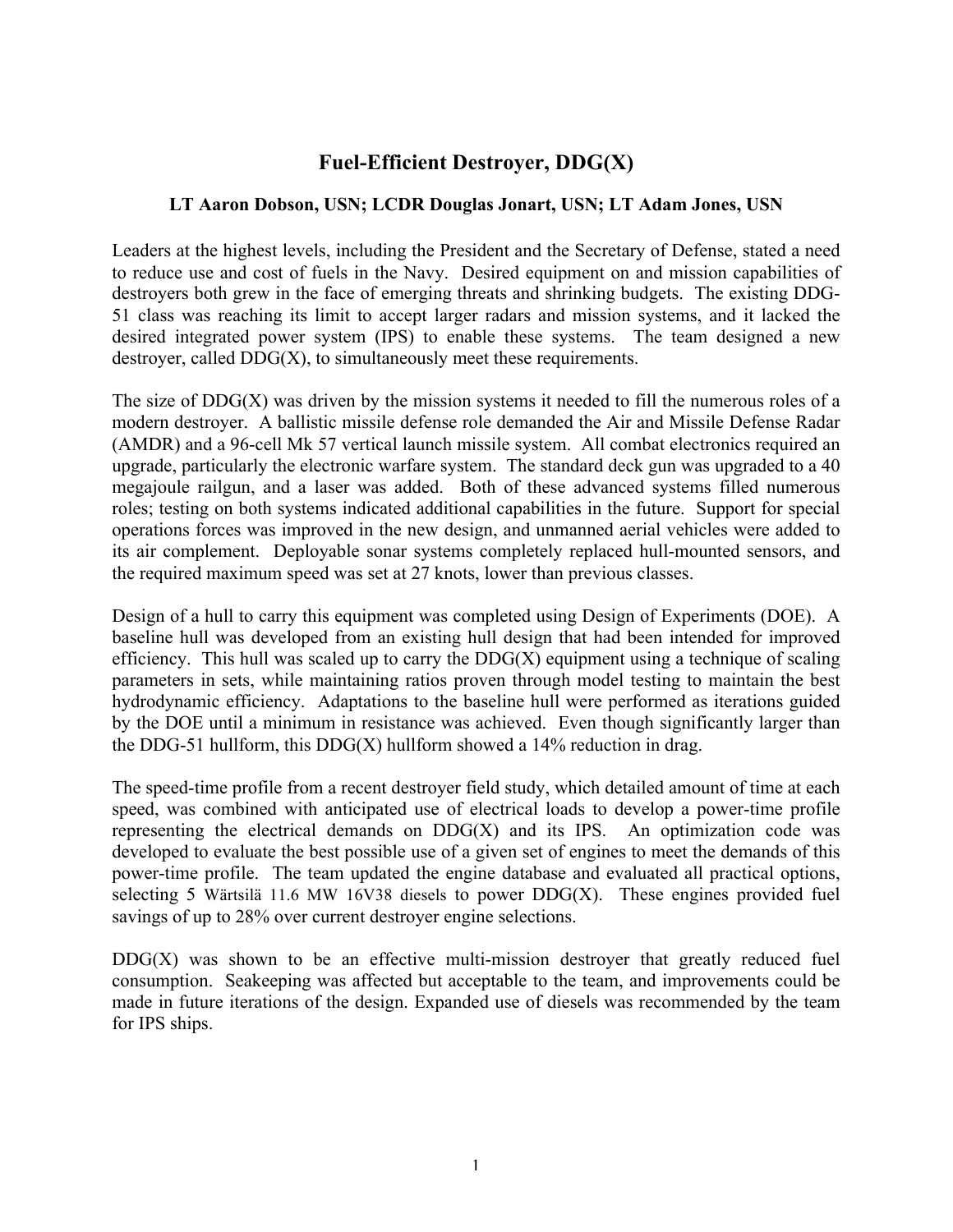# Fuel-Efficient Destroyer, DDG(X)

**LT Aaron Dobson, USN; LCDR Douglas Jonart, USN; LT Adam Jones, USN**

Leaders at the highest levels, including the President and the Secretary of Defense, stated a need to reduce use and cost of fuels in the Navy. Desired equipment on and mission capabilities of destroyers both grew in the face of emerging threats and shrinking budgets. The existing DDG-51 class was reaching its limit to accept larger radars and mission systems, and it lacked the desired integrated power system (IPS) to enable these systems. The team designed a new destroyer, called DDG(X), to simultaneously meet these requirements.

The size of DDG(X) was driven by the mission systems it needed to fill the numerous roles of a modern destroyer. A ballistic missile defense role demanded the Air and Missile Defense Radar (AMDR) and a 96-cell Mk 57 vertical launch missile system. All combat electronics required an upgrade, particularly the electronic warfare system. The standard deck gun was upgraded to a 40 megajoule railgun, and a laser was added. Both of these advanced systems filled numerous roles; testing on both systems indicated additional capabilities in the future. Support for special operations forces was improved in the new design, and unmanned aerial vehicles were added to its air complement. Deployable sonar systems completely replaced hull-mounted sensors, and the required maximum speed was set at 27 knots, lower than previous classes.

Design of a hull to carry this equipment was completed using Design of Experiments (DOE). A baseline hull was developed from an existing hull design that had been intended for improved efficiency. This hull was scaled up to carry the DDG(X) equipment using a technique of scaling parameters in sets, while maintaining ratios proven through model testing to maintain the best hydrodynamic efficiency. Adaptations to the baseline hull were performed as iterations guided by the DOE until a minimum in resistance was achieved. Even though significantly larger than the DDG-51 hullform, this DDG(X) hullform showed a 14% reduction in drag.

The speed-time profile from a recent destroyer field study, which detailed amount of time at each speed, was combined with anticipated use of electrical loads to develop a power-time profile representing the electrical demands on DDG(X) and its IPS. An optimization code was developed to evaluate the best possible use of a given set of engines to meet the demands of this power-time profile. The team updated the engine database and evaluated all practical options, selecting 5 Wärtsilä 11.6 MW 16V38 diesels to power DDG(X). These engines provided fuel savings of up to 28% over current destroyer engine selections.

DDG(X) was shown to be an effective multi-mission destroyer that greatly reduced fuel consumption. Seakeeping was affected but acceptable to the team, and improvements could be made in future iterations of the design. Expanded use of diesels was recommended by the team for IPS ships.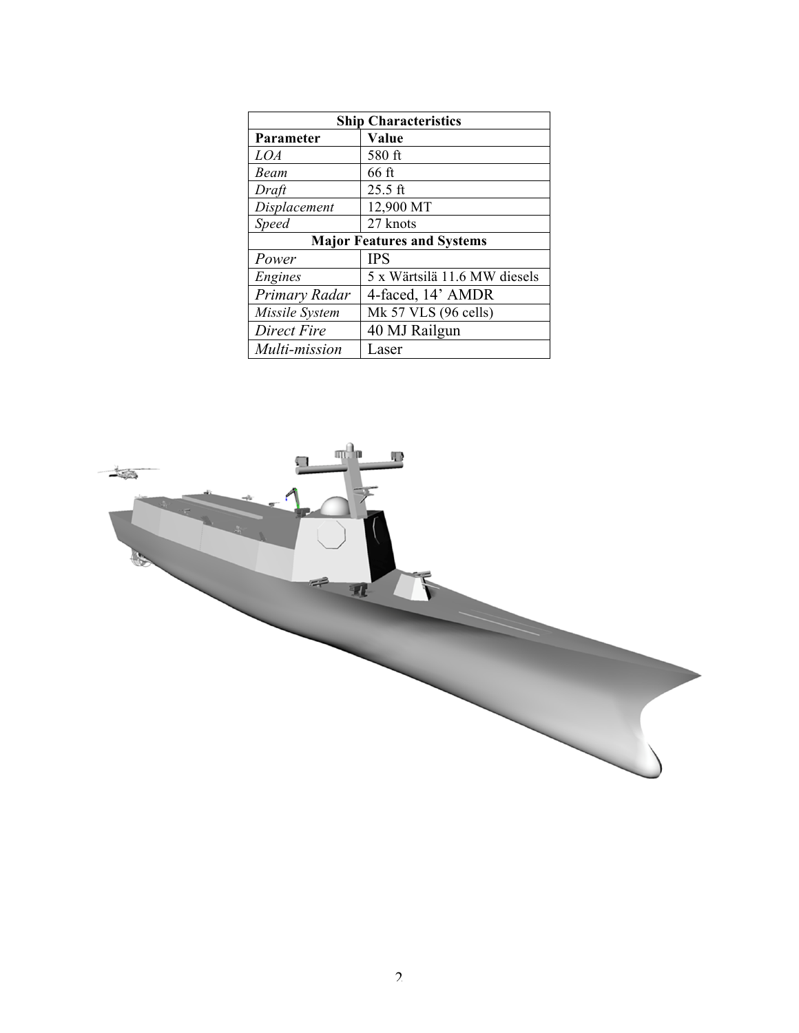| Ship Characteristics | |
| --- | --- |
| **Parameter** | **Value** |
| *LOA* | 580 ft |
| *Beam* | 66 ft |
| *Draft* | 25.5 ft |
| *Displacement* | 12,900 MT |
| *Speed* | 27 knots |
| **Major Features and Systems** | |
| *Power* | IPS |
| *Engines* | 5 x Wärtsilä 11.6 MW diesels |
| *Primary Radar* | 4-faced, 14' AMDR |
| *Missile System* | Mk 57 VLS (96 cells) |
| *Direct Fire* | 40 MJ Railgun |
| *Multi-mission* | Laser |